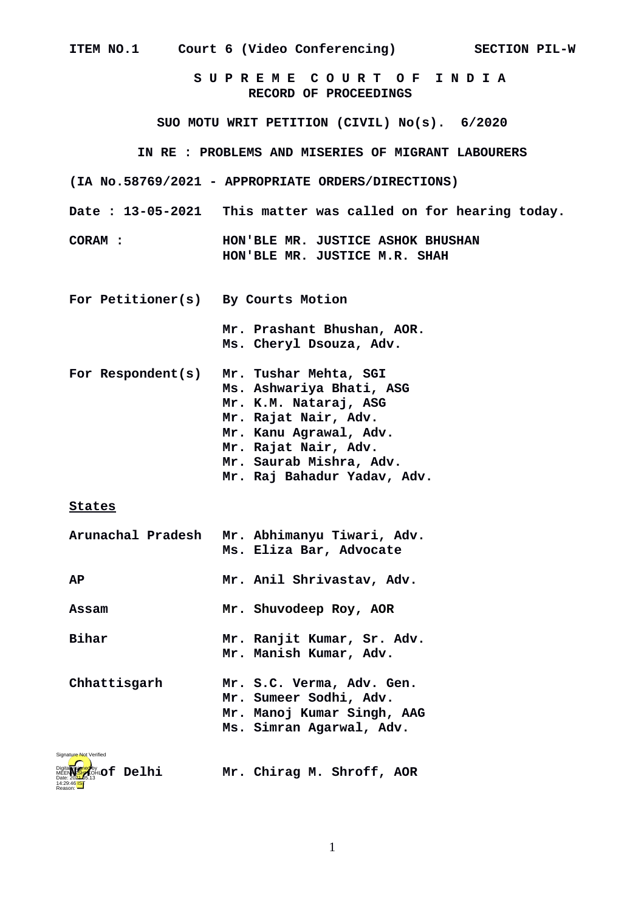**ITEM NO.1     Court 6 (Video Conferencing)          SECTION PIL-W**

**S U P R E M E   C O U R T   O F   I N D I A**
**RECORD OF PROCEEDINGS**

**SUO MOTU WRIT PETITION (CIVIL) No(s). 6/2020**

**IN RE : PROBLEMS AND MISERIES OF MIGRANT LABOURERS**

**(IA No.58769/2021 - APPROPRIATE ORDERS/DIRECTIONS)**

**Date : 13-05-2021   This matter was called on for hearing today.**

**CORAM :   HON'BLE MR. JUSTICE ASHOK BHUSHAN**
**HON'BLE MR. JUSTICE M.R. SHAH**

**For Petitioner(s)   By Courts Motion**

**Mr. Prashant Bhushan, AOR.**
**Ms. Cheryl Dsouza, Adv.**

**For Respondent(s)   Mr. Tushar Mehta, SGI**
**Ms. Ashwariya Bhati, ASG**
**Mr. K.M. Nataraj, ASG**
**Mr. Rajat Nair, Adv.**
**Mr. Kanu Agrawal, Adv.**
**Mr. Rajat Nair, Adv.**
**Mr. Saurab Mishra, Adv.**
**Mr. Raj Bahadur Yadav, Adv.**

**States**

**Arunachal Pradesh   Mr. Abhimanyu Tiwari, Adv.**
**Ms. Eliza Bar, Advocate**

**AP   Mr. Anil Shrivastav, Adv.**

**Assam   Mr. Shuvodeep Roy, AOR**

**Bihar   Mr. Ranjit Kumar, Sr. Adv.**
**Mr. Manish Kumar, Adv.**

**Chhattisgarh   Mr. S.C. Verma, Adv. Gen.**
**Mr. Sumeer Sodhi, Adv.**
**Mr. Manoj Kumar Singh, AAG**
**Ms. Simran Agarwal, Adv.**

**NCT of Delhi   Mr. Chirag M. Shroff, AOR**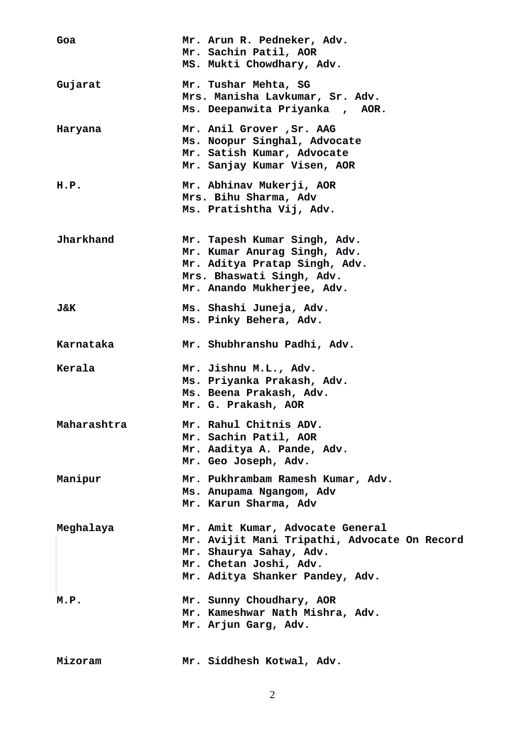| | |
|---|---|
| **Goa** | **Mr. Arun R. Pedneker, Adv.**<br>**Mr. Sachin Patil, AOR**<br>**MS. Mukti Chowdhary, Adv.** |
| **Gujarat** | **Mr. Tushar Mehta, SG**<br>**Mrs. Manisha Lavkumar, Sr. Adv.**<br>**Ms. Deepanwita Priyanka , AOR.** |
| **Haryana** | **Mr. Anil Grover ,Sr. AAG**<br>**Ms. Noopur Singhal, Advocate**<br>**Mr. Satish Kumar, Advocate**<br>**Mr. Sanjay Kumar Visen, AOR** |
| **H.P.** | **Mr. Abhinav Mukerji, AOR**<br>**Mrs. Bihu Sharma, Adv**<br>**Ms. Pratishtha Vij, Adv.** |
| **Jharkhand** | **Mr. Tapesh Kumar Singh, Adv.**<br>**Mr. Kumar Anurag Singh, Adv.**<br>**Mr. Aditya Pratap Singh, Adv.**<br>**Mrs. Bhaswati Singh, Adv.**<br>**Mr. Anando Mukherjee, Adv.** |
| **J&K** | **Ms. Shashi Juneja, Adv.**<br>**Ms. Pinky Behera, Adv.** |
| **Karnataka** | **Mr. Shubhranshu Padhi, Adv.** |
| **Kerala** | **Mr. Jishnu M.L., Adv.**<br>**Ms. Priyanka Prakash, Adv.**<br>**Ms. Beena Prakash, Adv.**<br>**Mr. G. Prakash, AOR** |
| **Maharashtra** | **Mr. Rahul Chitnis ADV.**<br>**Mr. Sachin Patil, AOR**<br>**Mr. Aaditya A. Pande, Adv.**<br>**Mr. Geo Joseph, Adv.** |
| **Manipur** | **Mr. Pukhrambam Ramesh Kumar, Adv.**<br>**Ms. Anupama Ngangom, Adv**<br>**Mr. Karun Sharma, Adv** |
| **Meghalaya** | **Mr. Amit Kumar, Advocate General**<br>**Mr. Avijit Mani Tripathi, Advocate On Record**<br>**Mr. Shaurya Sahay, Adv.**<br>**Mr. Chetan Joshi, Adv.**<br>**Mr. Aditya Shanker Pandey, Adv.** |
| **M.P.** | **Mr. Sunny Choudhary, AOR**<br>**Mr. Kameshwar Nath Mishra, Adv.**<br>**Mr. Arjun Garg, Adv.** |
| **Mizoram** | **Mr. Siddhesh Kotwal, Adv.** |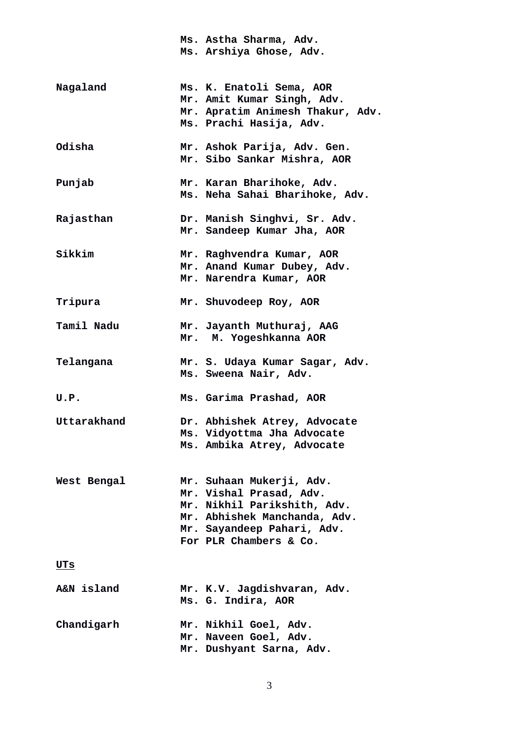**Ms. Astha Sharma, Adv.**
**Ms. Arshiya Ghose, Adv.**

| | |
|---|---|
| **Nagaland** | **Ms. K. Enatoli Sema, AOR**<br>**Mr. Amit Kumar Singh, Adv.**<br>**Mr. Apratim Animesh Thakur, Adv.**<br>**Ms. Prachi Hasija, Adv.** |
| **Odisha** | **Mr. Ashok Parija, Adv. Gen.**<br>**Mr. Sibo Sankar Mishra, AOR** |
| **Punjab** | **Mr. Karan Bharihoke, Adv.**<br>**Ms. Neha Sahai Bharihoke, Adv.** |
| **Rajasthan** | **Dr. Manish Singhvi, Sr. Adv.**<br>**Mr. Sandeep Kumar Jha, AOR** |
| **Sikkim** | **Mr. Raghvendra Kumar, AOR**<br>**Mr. Anand Kumar Dubey, Adv.**<br>**Mr. Narendra Kumar, AOR** |
| **Tripura** | **Mr. Shuvodeep Roy, AOR** |
| **Tamil Nadu** | **Mr. Jayanth Muthuraj, AAG**<br>**Mr. M. Yogeshkanna AOR** |
| **Telangana** | **Mr. S. Udaya Kumar Sagar, Adv.**<br>**Ms. Sweena Nair, Adv.** |
| **U.P.** | **Ms. Garima Prashad, AOR** |
| **Uttarakhand** | **Dr. Abhishek Atrey, Advocate**<br>**Ms. Vidyottma Jha Advocate**<br>**Ms. Ambika Atrey, Advocate** |
| **West Bengal** | **Mr. Suhaan Mukerji, Adv.**<br>**Mr. Vishal Prasad, Adv.**<br>**Mr. Nikhil Parikshith, Adv.**<br>**Mr. Abhishek Manchanda, Adv.**<br>**Mr. Sayandeep Pahari, Adv.**<br>**For PLR Chambers & Co.** |

**UTs**

| | |
|---|---|
| **A&N island** | **Mr. K.V. Jagdishvaran, Adv.**<br>**Ms. G. Indira, AOR** |
| **Chandigarh** | **Mr. Nikhil Goel, Adv.**<br>**Mr. Naveen Goel, Adv.**<br>**Mr. Dushyant Sarna, Adv.** |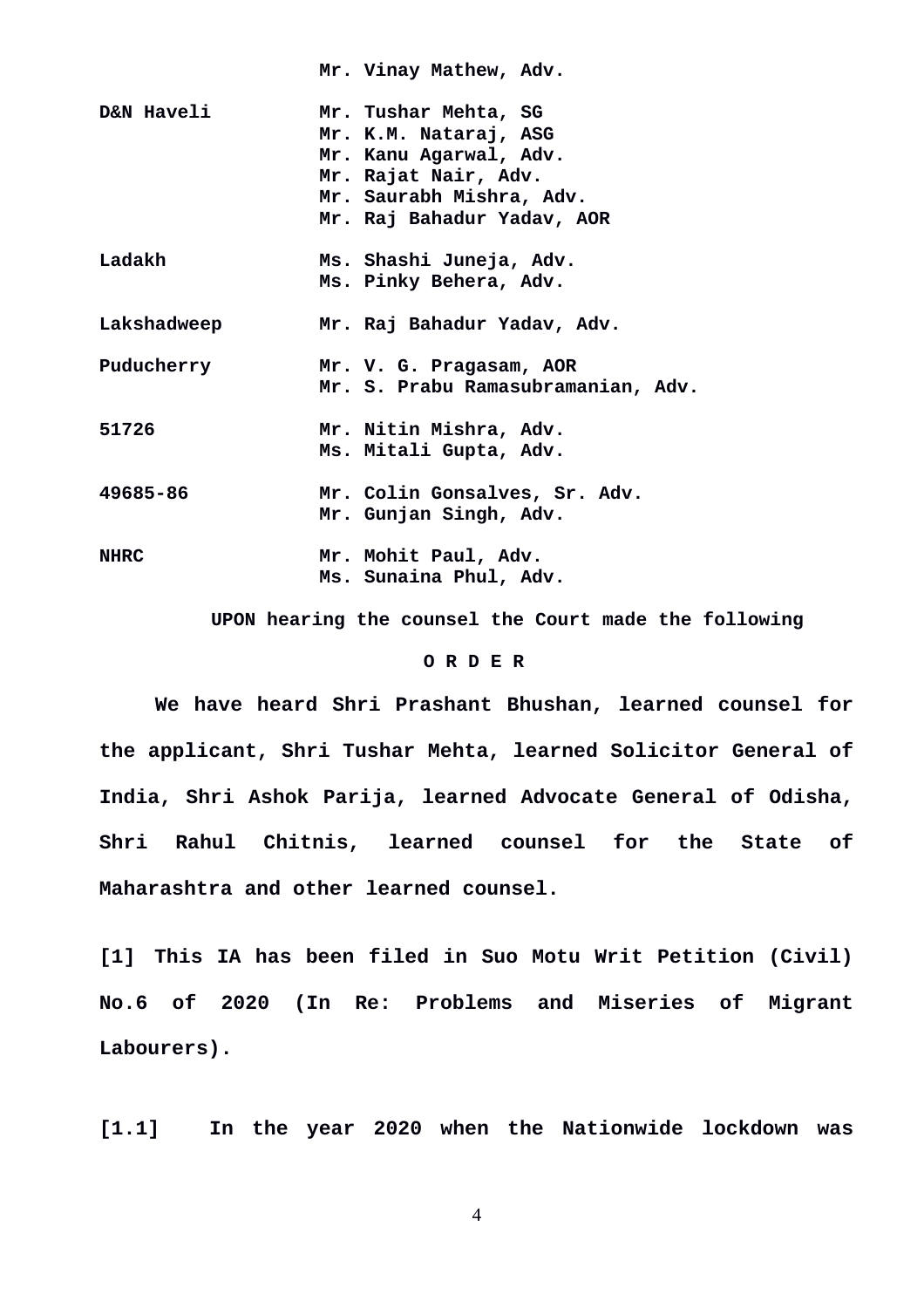|  |  |
|---|---|
|  | Mr. Vinay Mathew, Adv. |
| D&N Haveli | Mr. Tushar Mehta, SG<br>Mr. K.M. Nataraj, ASG<br>Mr. Kanu Agarwal, Adv.<br>Mr. Rajat Nair, Adv.<br>Mr. Saurabh Mishra, Adv.<br>Mr. Raj Bahadur Yadav, AOR |
| Ladakh | Ms. Shashi Juneja, Adv.<br>Ms. Pinky Behera, Adv. |
| Lakshadweep | Mr. Raj Bahadur Yadav, Adv. |
| Puducherry | Mr. V. G. Pragasam, AOR<br>Mr. S. Prabu Ramasubramanian, Adv. |
| 51726 | Mr. Nitin Mishra, Adv.<br>Ms. Mitali Gupta, Adv. |
| 49685-86 | Mr. Colin Gonsalves, Sr. Adv.<br>Mr. Gunjan Singh, Adv. |
| NHRC | Mr. Mohit Paul, Adv.<br>Ms. Sunaina Phul, Adv. |

**UPON hearing the counsel the Court made the following**

**O R D E R**

**We have heard Shri Prashant Bhushan, learned counsel for the applicant, Shri Tushar Mehta, learned Solicitor General of India, Shri Ashok Parija, learned Advocate General of Odisha, Shri Rahul Chitnis, learned counsel for the State of Maharashtra and other learned counsel.**

**[1] This IA has been filed in Suo Motu Writ Petition (Civil) No.6 of 2020 (In Re: Problems and Miseries of Migrant Labourers).**

**[1.1] In the year 2020 when the Nationwide lockdown was**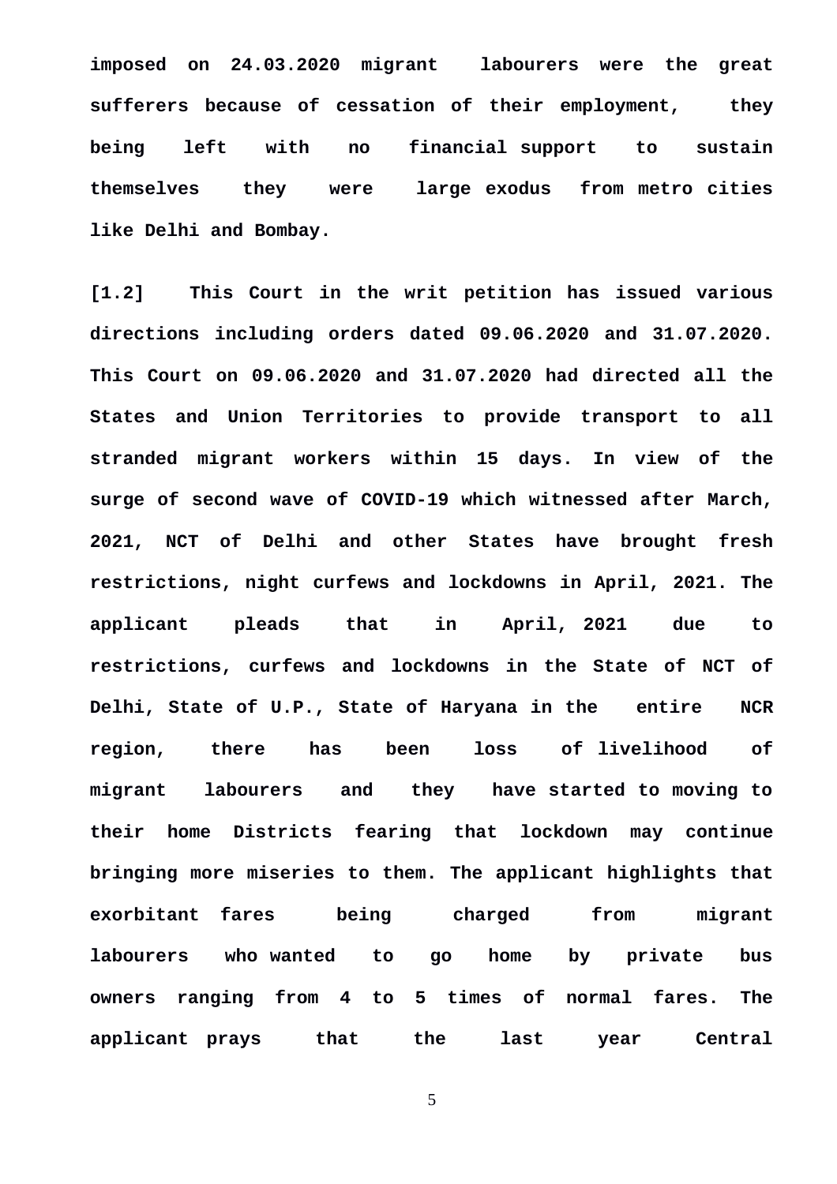**imposed on 24.03.2020 migrant labourers were the great sufferers because of cessation of their employment, they being left with no financial support to sustain themselves they were large exodus from metro cities like Delhi and Bombay.**

**[1.2] This Court in the writ petition has issued various directions including orders dated 09.06.2020 and 31.07.2020. This Court on 09.06.2020 and 31.07.2020 had directed all the States and Union Territories to provide transport to all stranded migrant workers within 15 days. In view of the surge of second wave of COVID-19 which witnessed after March, 2021, NCT of Delhi and other States have brought fresh restrictions, night curfews and lockdowns in April, 2021. The applicant pleads that in April, 2021 due to restrictions, curfews and lockdowns in the State of NCT of Delhi, State of U.P., State of Haryana in the entire NCR region, there has been loss of livelihood of migrant labourers and they have started to moving to their home Districts fearing that lockdown may continue bringing more miseries to them. The applicant highlights that exorbitant fares being charged from migrant labourers who wanted to go home by private bus owners ranging from 4 to 5 times of normal fares. The applicant prays that the last year Central**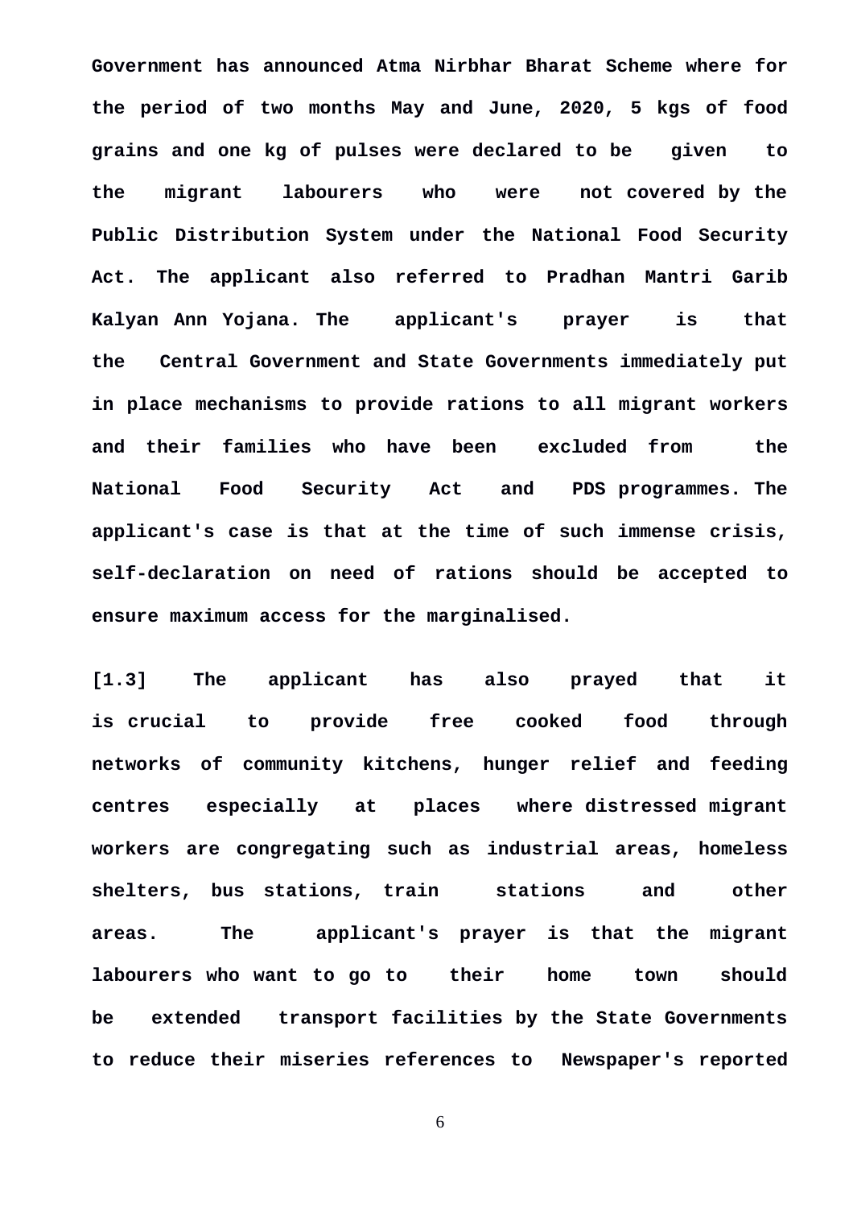**Government has announced Atma Nirbhar Bharat Scheme where for the period of two months May and June, 2020, 5 kgs of food grains and one kg of pulses were declared to be given to the migrant labourers who were not covered by the Public Distribution System under the National Food Security Act. The applicant also referred to Pradhan Mantri Garib Kalyan Ann Yojana. The applicant's prayer is that the Central Government and State Governments immediately put in place mechanisms to provide rations to all migrant workers and their families who have been excluded from the National Food Security Act and PDS programmes. The applicant's case is that at the time of such immense crisis, self-declaration on need of rations should be accepted to ensure maximum access for the marginalised.**

**[1.3] The applicant has also prayed that it is crucial to provide free cooked food through networks of community kitchens, hunger relief and feeding centres especially at places where distressed migrant workers are congregating such as industrial areas, homeless shelters, bus stations, train stations and other areas. The applicant's prayer is that the migrant labourers who want to go to their home town should be extended transport facilities by the State Governments to reduce their miseries references to Newspaper's reported**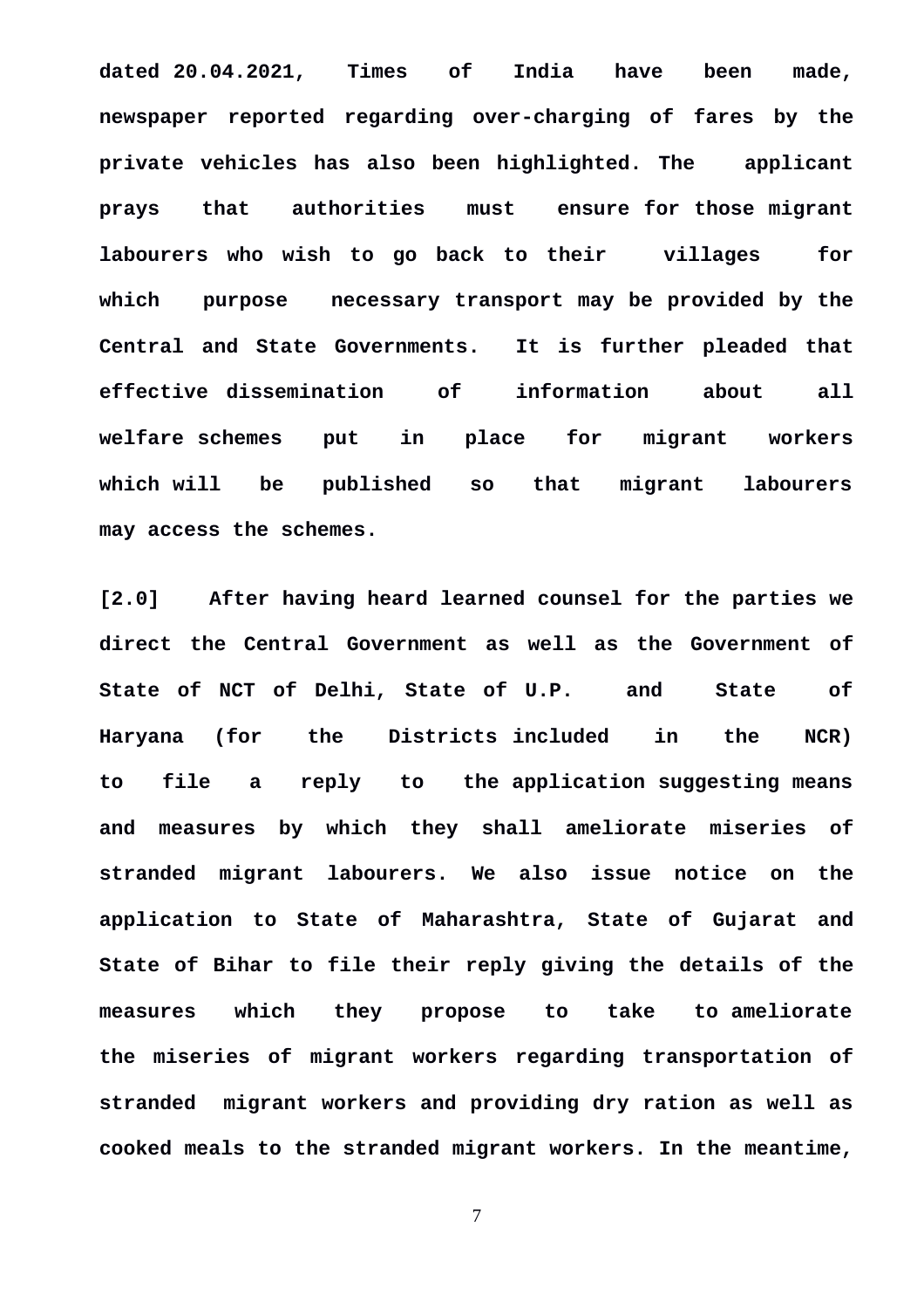**dated 20.04.2021, Times of India have been made, newspaper reported regarding over-charging of fares by the private vehicles has also been highlighted. The applicant prays that authorities must ensure for those migrant labourers who wish to go back to their villages for which purpose necessary transport may be provided by the Central and State Governments. It is further pleaded that effective dissemination of information about all welfare schemes put in place for migrant workers which will be published so that migrant labourers may access the schemes.**

**[2.0] After having heard learned counsel for the parties we direct the Central Government as well as the Government of State of NCT of Delhi, State of U.P. and State of Haryana (for the Districts included in the NCR) to file a reply to the application suggesting means and measures by which they shall ameliorate miseries of stranded migrant labourers. We also issue notice on the application to State of Maharashtra, State of Gujarat and State of Bihar to file their reply giving the details of the measures which they propose to take to ameliorate the miseries of migrant workers regarding transportation of stranded migrant workers and providing dry ration as well as cooked meals to the stranded migrant workers. In the meantime,**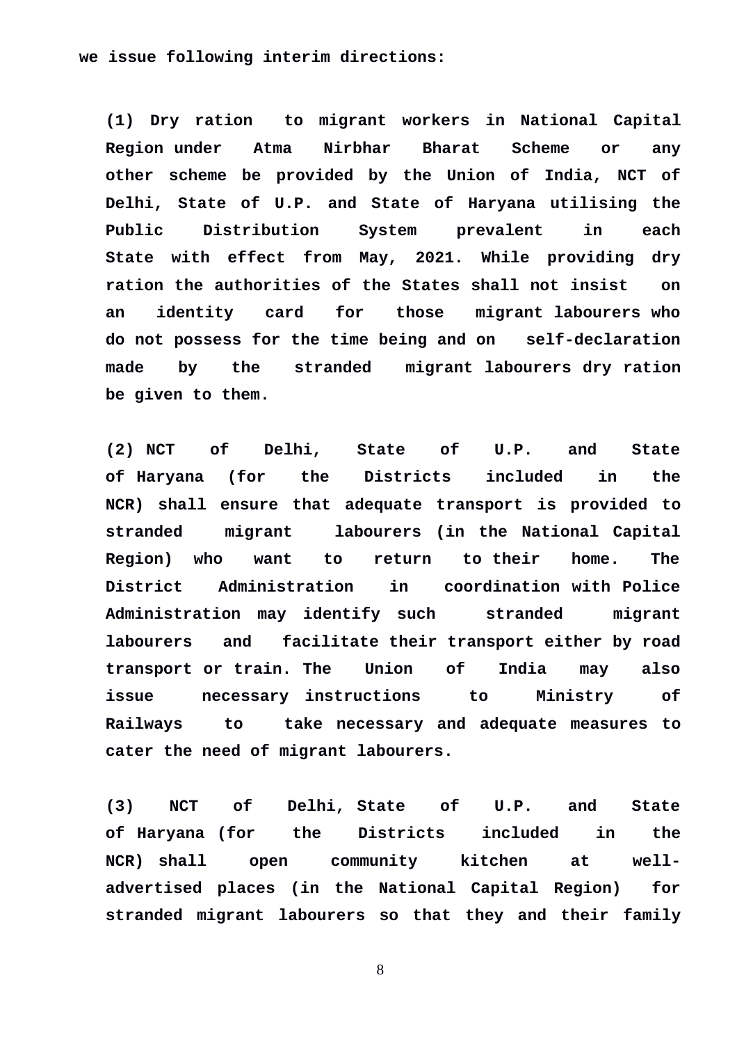**we issue following interim directions:**

**(1) Dry ration to migrant workers in National Capital Region under Atma Nirbhar Bharat Scheme or any other scheme be provided by the Union of India, NCT of Delhi, State of U.P. and State of Haryana utilising the Public Distribution System prevalent in each State with effect from May, 2021. While providing dry ration the authorities of the States shall not insist on an identity card for those migrant labourers who do not possess for the time being and on self-declaration made by the stranded migrant labourers dry ration be given to them.**

**(2) NCT of Delhi, State of U.P. and State of Haryana (for the Districts included in the NCR) shall ensure that adequate transport is provided to stranded migrant labourers (in the National Capital Region) who want to return to their home. The District Administration in coordination with Police Administration may identify such stranded migrant labourers and facilitate their transport either by road transport or train. The Union of India may also issue necessary instructions to Ministry of Railways to take necessary and adequate measures to cater the need of migrant labourers.**

**(3) NCT of Delhi, State of U.P. and State of Haryana (for the Districts included in the NCR) shall open community kitchen at well-advertised places (in the National Capital Region) for stranded migrant labourers so that they and their family**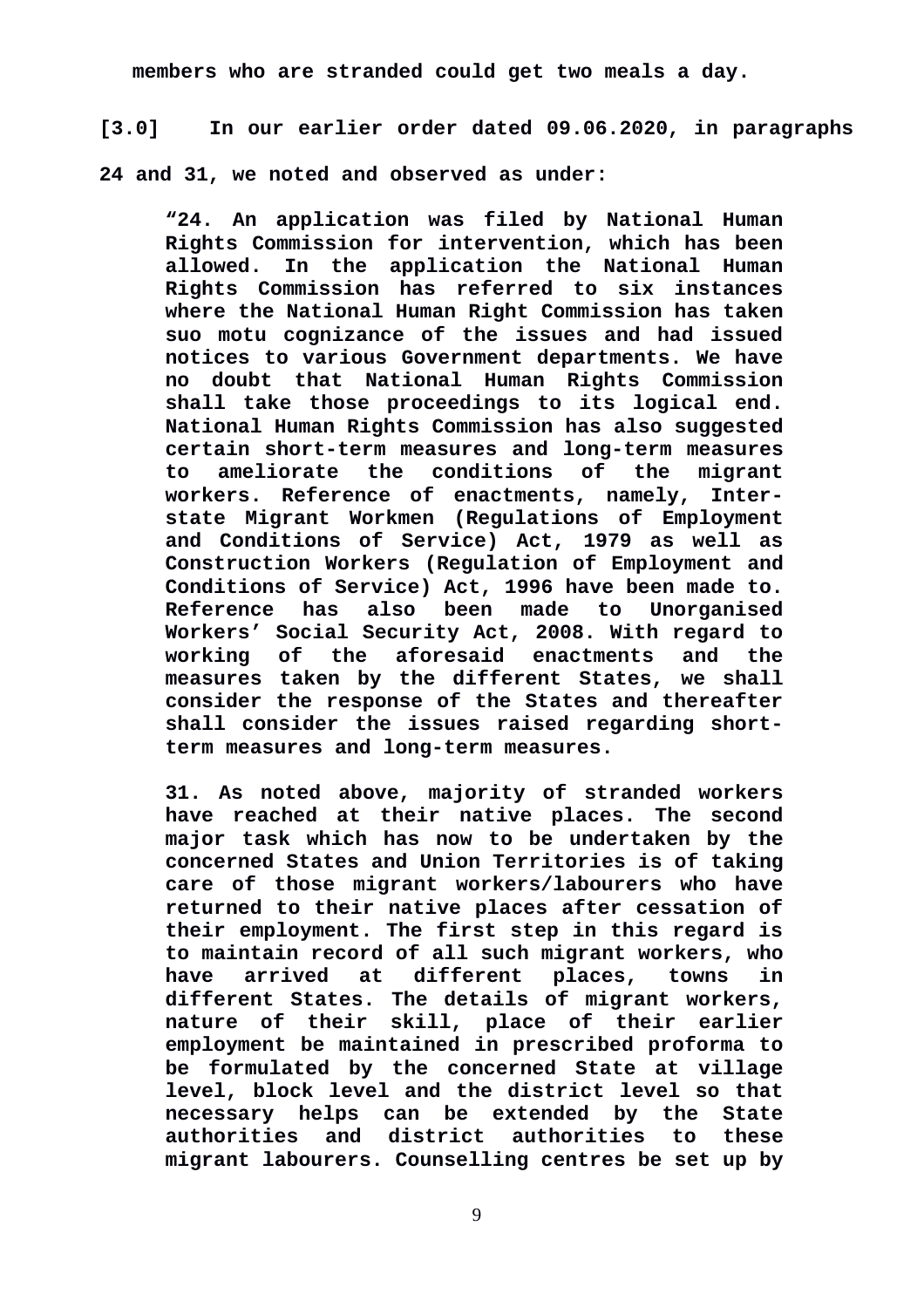**members who are stranded could get two meals a day.**

**[3.0] In our earlier order dated 09.06.2020, in paragraphs 24 and 31, we noted and observed as under:**

> **"24. An application was filed by National Human Rights Commission for intervention, which has been allowed. In the application the National Human Rights Commission has referred to six instances where the National Human Right Commission has taken suo motu cognizance of the issues and had issued notices to various Government departments. We have no doubt that National Human Rights Commission shall take those proceedings to its logical end. National Human Rights Commission has also suggested certain short-term measures and long-term measures to ameliorate the conditions of the migrant workers. Reference of enactments, namely, Inter-state Migrant Workmen (Regulations of Employment and Conditions of Service) Act, 1979 as well as Construction Workers (Regulation of Employment and Conditions of Service) Act, 1996 have been made to. Reference has also been made to Unorganised Workers' Social Security Act, 2008. With regard to working of the aforesaid enactments and the measures taken by the different States, we shall consider the response of the States and thereafter shall consider the issues raised regarding short-term measures and long-term measures.**
>
> **31. As noted above, majority of stranded workers have reached at their native places. The second major task which has now to be undertaken by the concerned States and Union Territories is of taking care of those migrant workers/labourers who have returned to their native places after cessation of their employment. The first step in this regard is to maintain record of all such migrant workers, who have arrived at different places, towns in different States. The details of migrant workers, nature of their skill, place of their earlier employment be maintained in prescribed proforma to be formulated by the concerned State at village level, block level and the district level so that necessary helps can be extended by the State authorities and district authorities to these migrant labourers. Counselling centres be set up by**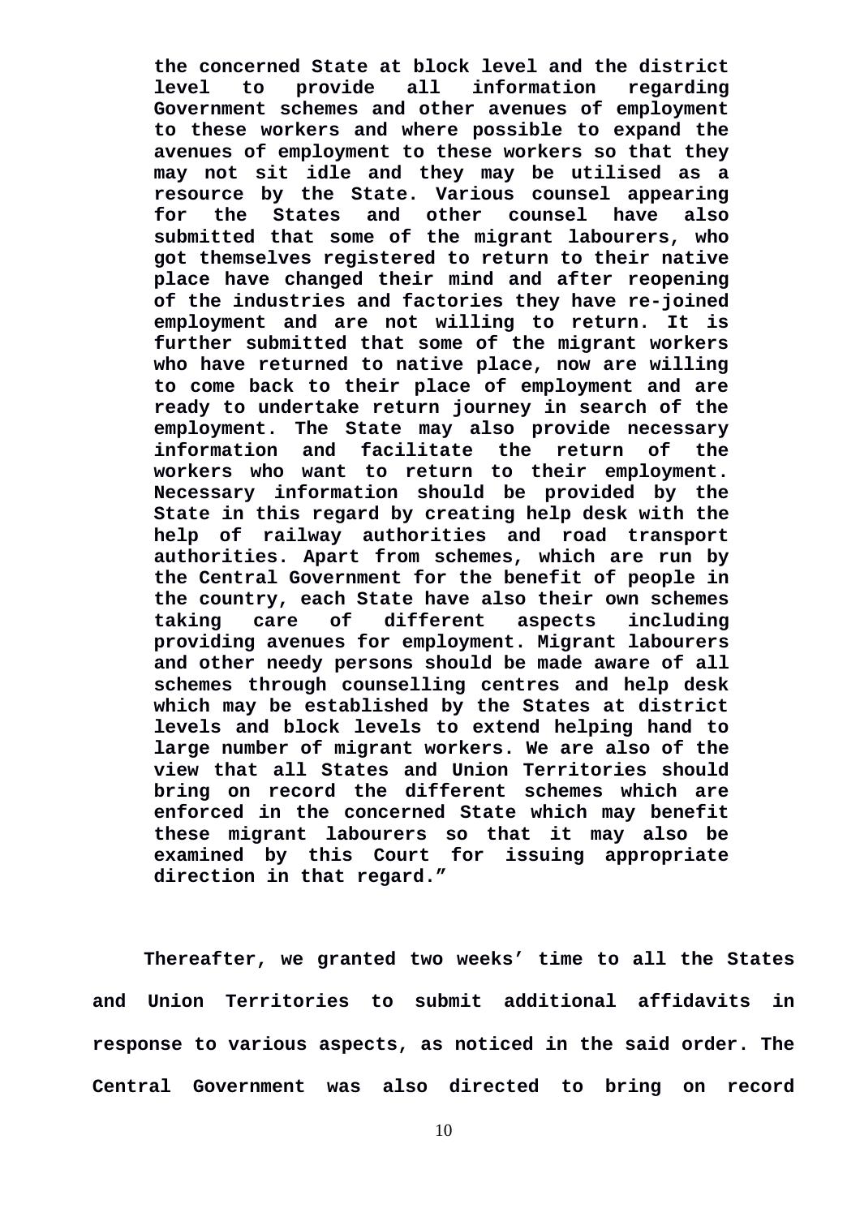> **the concerned State at block level and the district level to provide all information regarding Government schemes and other avenues of employment to these workers and where possible to expand the avenues of employment to these workers so that they may not sit idle and they may be utilised as a resource by the State. Various counsel appearing for the States and other counsel have also submitted that some of the migrant labourers, who got themselves registered to return to their native place have changed their mind and after reopening of the industries and factories they have re-joined employment and are not willing to return. It is further submitted that some of the migrant workers who have returned to native place, now are willing to come back to their place of employment and are ready to undertake return journey in search of the employment. The State may also provide necessary information and facilitate the return of the workers who want to return to their employment. Necessary information should be provided by the State in this regard by creating help desk with the help of railway authorities and road transport authorities. Apart from schemes, which are run by the Central Government for the benefit of people in the country, each State have also their own schemes taking care of different aspects including providing avenues for employment. Migrant labourers and other needy persons should be made aware of all schemes through counselling centres and help desk which may be established by the States at district levels and block levels to extend helping hand to large number of migrant workers. We are also of the view that all States and Union Territories should bring on record the different schemes which are enforced in the concerned State which may benefit these migrant labourers so that it may also be examined by this Court for issuing appropriate direction in that regard."**

**Thereafter, we granted two weeks' time to all the States and Union Territories to submit additional affidavits in response to various aspects, as noticed in the said order. The Central Government was also directed to bring on record**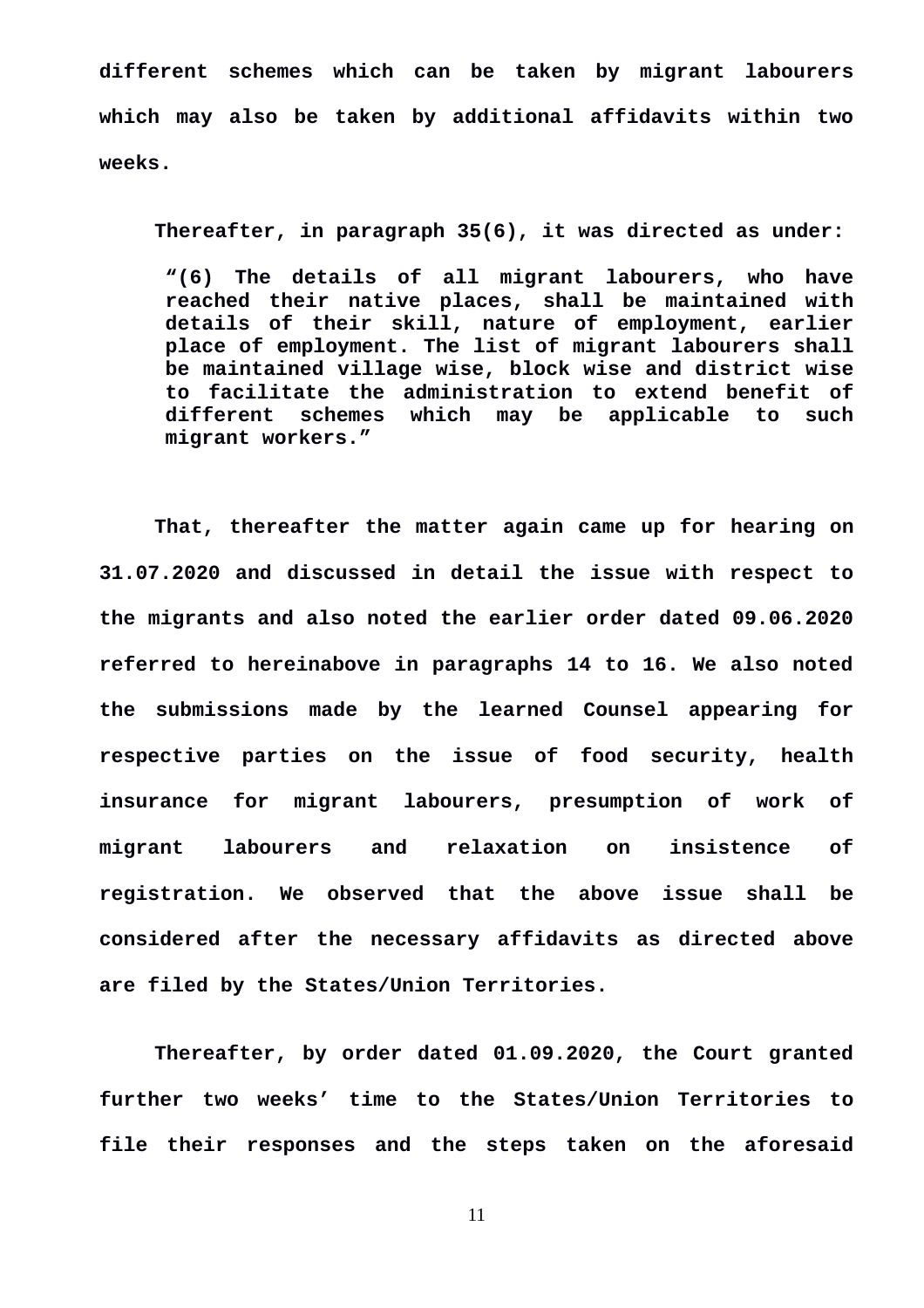**different schemes which can be taken by migrant labourers which may also be taken by additional affidavits within two weeks.**

**Thereafter, in paragraph 35(6), it was directed as under:**

> **“(6) The details of all migrant labourers, who have reached their native places, shall be maintained with details of their skill, nature of employment, earlier place of employment. The list of migrant labourers shall be maintained village wise, block wise and district wise to facilitate the administration to extend benefit of different schemes which may be applicable to such migrant workers.”**

**That, thereafter the matter again came up for hearing on 31.07.2020 and discussed in detail the issue with respect to the migrants and also noted the earlier order dated 09.06.2020 referred to hereinabove in paragraphs 14 to 16. We also noted the submissions made by the learned Counsel appearing for respective parties on the issue of food security, health insurance for migrant labourers, presumption of work of migrant labourers and relaxation on insistence of registration. We observed that the above issue shall be considered after the necessary affidavits as directed above are filed by the States/Union Territories.**

**Thereafter, by order dated 01.09.2020, the Court granted further two weeks’ time to the States/Union Territories to file their responses and the steps taken on the aforesaid**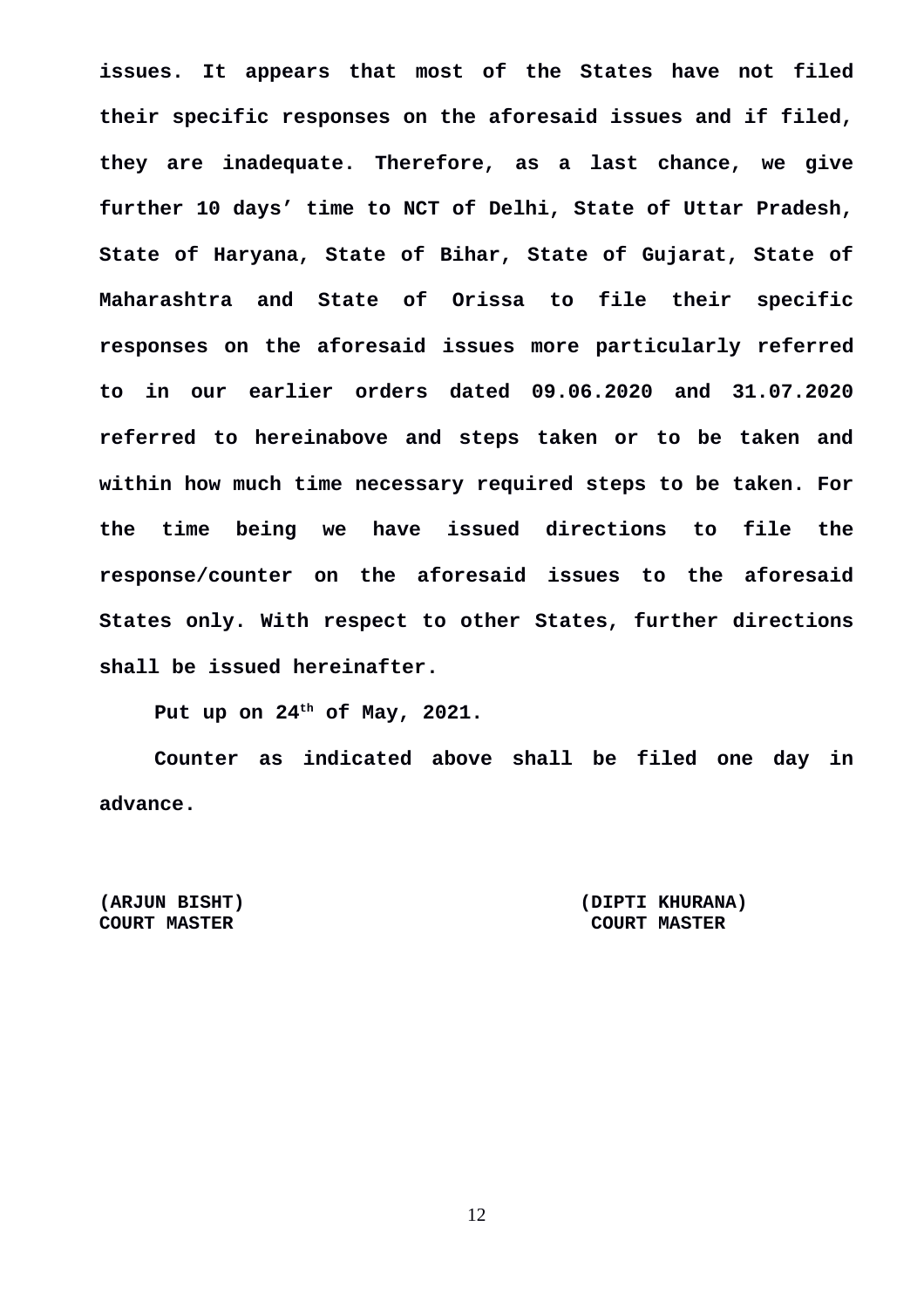**issues. It appears that most of the States have not filed their specific responses on the aforesaid issues and if filed, they are inadequate. Therefore, as a last chance, we give further 10 days' time to NCT of Delhi, State of Uttar Pradesh, State of Haryana, State of Bihar, State of Gujarat, State of Maharashtra and State of Orissa to file their specific responses on the aforesaid issues more particularly referred to in our earlier orders dated 09.06.2020 and 31.07.2020 referred to hereinabove and steps taken or to be taken and within how much time necessary required steps to be taken. For the time being we have issued directions to file the response/counter on the aforesaid issues to the aforesaid States only. With respect to other States, further directions shall be issued hereinafter.**

**Put up on 24th of May, 2021.**

**Counter as indicated above shall be filed one day in advance.**

**(ARJUN BISHT)**
**COURT MASTER**

**(DIPTI KHURANA)**
**COURT MASTER**